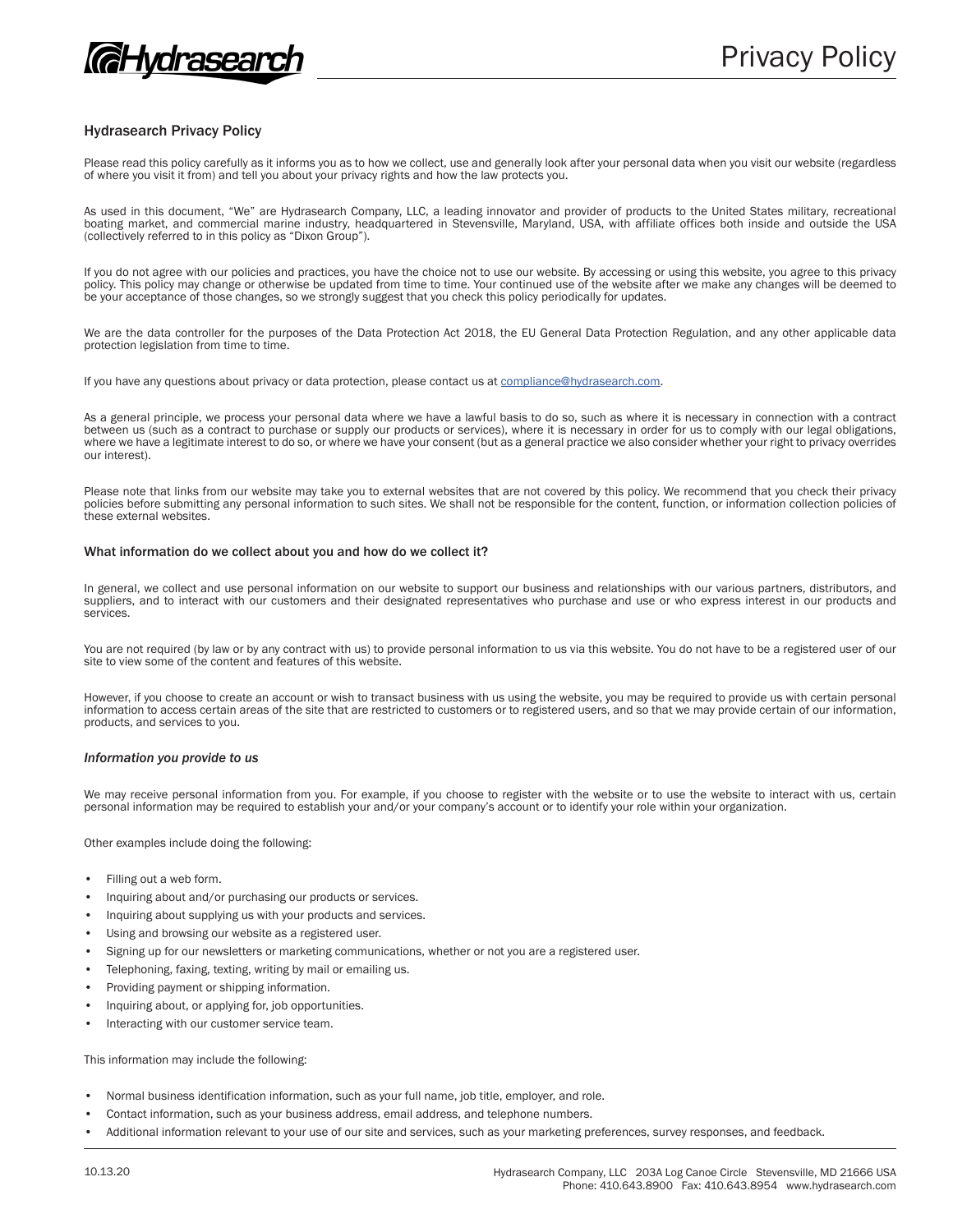# Privacy Policy

## Hydrasearch Privacy Policy

Please read this policy carefully as it informs you as to how we collect, use and generally look after your personal data when you visit our website (regardless of where you visit it from) and tell you about your privacy rights and how the law protects you.

As used in this document, "We" are Hydrasearch Company, LLC, a leading innovator and provider of products to the United States military, recreational boating market, and commercial marine industry, headquartered in Stevensville, Maryland, USA, with affiliate offices both inside and outside the USA (collectively referred to in this policy as "Dixon Group").

If you do not agree with our policies and practices, you have the choice not to use our website. By accessing or using this website, you agree to this privacy policy. This policy may change or otherwise be updated from time to time. Your continued use of the website after we make any changes will be deemed to be your acceptance of those changes, so we strongly suggest that you check this policy periodically for updates.

We are the data controller for the purposes of the Data Protection Act 2018, the EU General Data Protection Regulation, and any other applicable data protection legislation from time to time.

If you have any questions about privacy or data protection, please contact us at compliance@hydrasearch.com.

As a general principle, we process your personal data where we have a lawful basis to do so, such as where it is necessary in connection with a contract between us (such as a contract to purchase or supply our products or services), where it is necessary in order for us to comply with our legal obligations, where we have a legitimate interest to do so, or where we have your consent (but as a general practice we also consider whether your right to privacy overrides our interest).

Please note that links from our website may take you to external websites that are not covered by this policy. We recommend that you check their privacy policies before submitting any personal information to such sites. We shall not be responsible for the content, function, or information collection policies of these external websites.

### What information do we collect about you and how do we collect it?

In general, we collect and use personal information on our website to support our business and relationships with our various partners, distributors, and suppliers, and to interact with our customers and their designated representatives who purchase and use or who express interest in our products and services.

You are not required (by law or by any contract with us) to provide personal information to us via this website. You do not have to be a registered user of our site to view some of the content and features of this website.

However, if you choose to create an account or wish to transact business with us using the website, you may be required to provide us with certain personal information to access certain areas of the site that are restricted to customers or to registered users, and so that we may provide certain of our information, products, and services to you.

#### *Information you provide to us*

We may receive personal information from you. For example, if you choose to register with the website or to use the website to interact with us, certain personal information may be required to establish your and/or your company's account or to identify your role within your organization.

Other examples include doing the following:

- Filling out a web form.
- Inquiring about and/or purchasing our products or services.
- Inquiring about supplying us with your products and services.
- Using and browsing our website as a registered user.
- Signing up for our newsletters or marketing communications, whether or not you are a registered user.
- Telephoning, faxing, texting, writing by mail or emailing us.
- Providing payment or shipping information.
- Inquiring about, or applying for, job opportunities.
- Interacting with our customer service team.

This information may include the following:

- Normal business identification information, such as your full name, job title, employer, and role.
- Contact information, such as your business address, email address, and telephone numbers.
- Additional information relevant to your use of our site and services, such as your marketing preferences, survey responses, and feedback.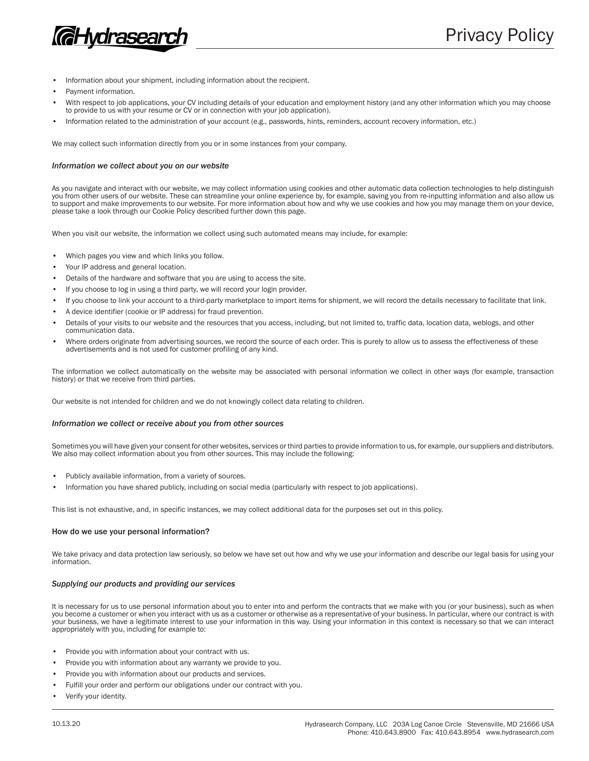- Information about your shipment, including information about the recipient.
- Payment information.
- With respect to job applications, your CV including details of your education and employment history (and any other information which you may choose to provide to us with your resume or CV or in connection with your job application).
- Information related to the administration of your account (e.g., passwords, hints, reminders, account recovery information, etc.)

We may collect such information directly from you or in some instances from your company.

### *Information we collect about you on our website*

As you navigate and interact with our website, we may collect information using cookies and other automatic data collection technologies to help distinguish you from other users of our website. These can streamline your online experience by, for example, saving you from re-inputting information and also allow us to support and make improvements to our website. For more information about how and why we use cookies and how you may manage them on your device, please take a look through our Cookie Policy described further down this page.

When you visit our website, the information we collect using such automated means may include, for example:

- Which pages you view and which links you follow.
- Your IP address and general location.
- Details of the hardware and software that you are using to access the site.
- If you choose to log in using a third party, we will record your login provider.
- If you choose to link your account to a third-party marketplace to import items for shipment, we will record the details necessary to facilitate that link.
- A device identifier (cookie or IP address) for fraud prevention.
- Details of your visits to our website and the resources that you access, including, but not limited to, traffic data, location data, weblogs, and other communication data.
- Where orders originate from advertising sources, we record the source of each order. This is purely to allow us to assess the effectiveness of these advertisements and is not used for customer profiling of any kind.

The information we collect automatically on the website may be associated with personal information we collect in other ways (for example, transaction history) or that we receive from third parties.

Our website is not intended for children and we do not knowingly collect data relating to children.

### *Information we collect or receive about you from other sources*

Sometimes you will have given your consent for other websites, services or third parties to provide information to us, for example, our suppliers and distributors. We also may collect information about you from other sources. This may include the following:

- Publicly available information, from a variety of sources.
- Information you have shared publicly, including on social media (particularly with respect to job applications).

This list is not exhaustive, and, in specific instances, we may collect additional data for the purposes set out in this policy.

## How do we use your personal information?

We take privacy and data protection law seriously, so below we have set out how and why we use your information and describe our legal basis for using your information.

### *Supplying our products and providing our services*

It is necessary for us to use personal information about you to enter into and perform the contracts that we make with you (or your business), such as when you become a customer or when you interact with us as a customer or otherwise as a representative of your business. In particular, where our contract is with your business, we have a legitimate interest to use your information in this way. Using your information in this context is necessary so that we can interact appropriately with you, including for example to:

- Provide you with information about your contract with us.
- Provide you with information about any warranty we provide to you.
- Provide you with information about our products and services.
- Fulfill your order and perform our obligations under our contract with you.
- Verify your identity.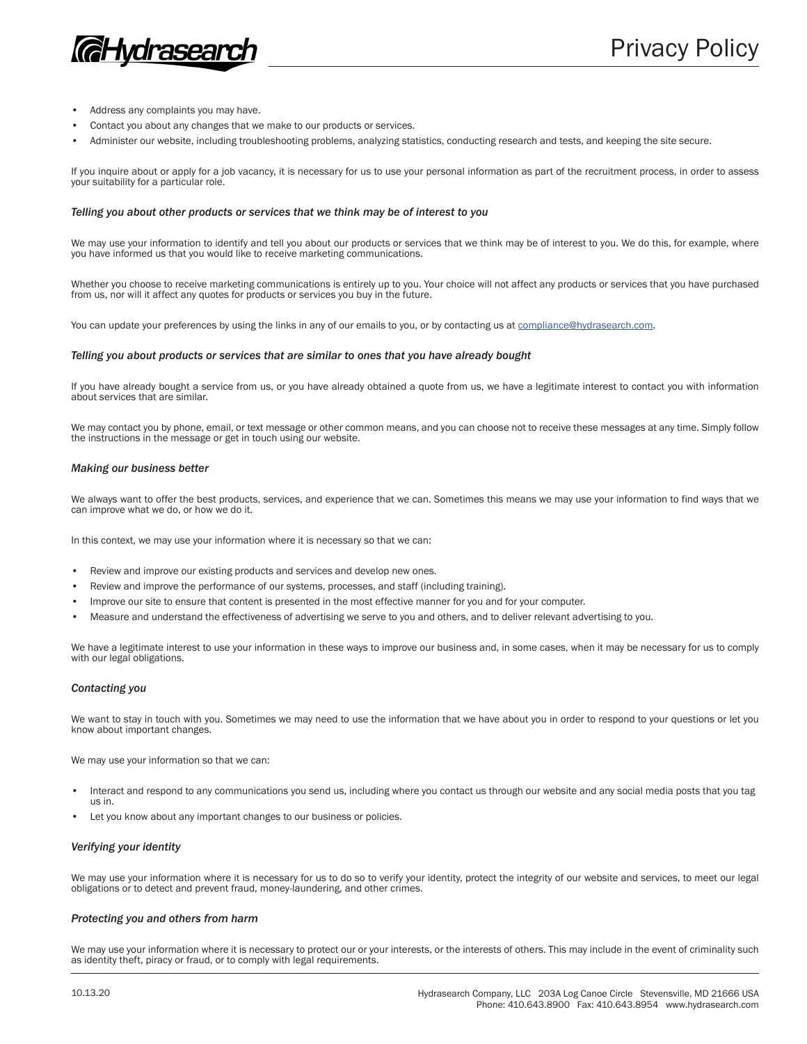- Address any complaints you may have.
- Contact you about any changes that we make to our products or services.
- Administer our website, including troubleshooting problems, analyzing statistics, conducting research and tests, and keeping the site secure.

If you inquire about or apply for a job vacancy, it is necessary for us to use your personal information as part of the recruitment process, in order to assess your suitability for a particular role.

### *Telling you about other products or services that we think may be of interest to you*

We may use your information to identify and tell you about our products or services that we think may be of interest to you. We do this, for example, where you have informed us that you would like to receive marketing communications.

Whether you choose to receive marketing communications is entirely up to you. Your choice will not affect any products or services that you have purchased from us, nor will it affect any quotes for products or services you buy in the future.

You can update your preferences by using the links in any of our emails to you, or by contacting us at compliance@hydrasearch.com.

### *Telling you about products or services that are similar to ones that you have already bought*

If you have already bought a service from us, or you have already obtained a quote from us, we have a legitimate interest to contact you with information about services that are similar.

We may contact you by phone, email, or text message or other common means, and you can choose not to receive these messages at any time. Simply follow the instructions in the message or get in touch using our website.

### *Making our business better*

We always want to offer the best products, services, and experience that we can. Sometimes this means we may use your information to find ways that we can improve what we do, or how we do it.

In this context, we may use your information where it is necessary so that we can:

- Review and improve our existing products and services and develop new ones.
- Review and improve the performance of our systems, processes, and staff (including training).
- Improve our site to ensure that content is presented in the most effective manner for you and for your computer.
- Measure and understand the effectiveness of advertising we serve to you and others, and to deliver relevant advertising to you.

We have a legitimate interest to use your information in these ways to improve our business and, in some cases, when it may be necessary for us to comply with our legal obligations.

### *Contacting you*

We want to stay in touch with you. Sometimes we may need to use the information that we have about you in order to respond to your questions or let you know about important changes.

We may use your information so that we can:

- Interact and respond to any communications you send us, including where you contact us through our website and any social media posts that you tag us in.
- Let you know about any important changes to our business or policies.

### *Verifying your identity*

We may use your information where it is necessary for us to do so to verify your identity, protect the integrity of our website and services, to meet our legal obligations or to detect and prevent fraud, money-laundering, and other crimes.

### *Protecting you and others from harm*

We may use your information where it is necessary to protect our or your interests, or the interests of others. This may include in the event of criminality such as identity theft, piracy or fraud, or to comply with legal requirements.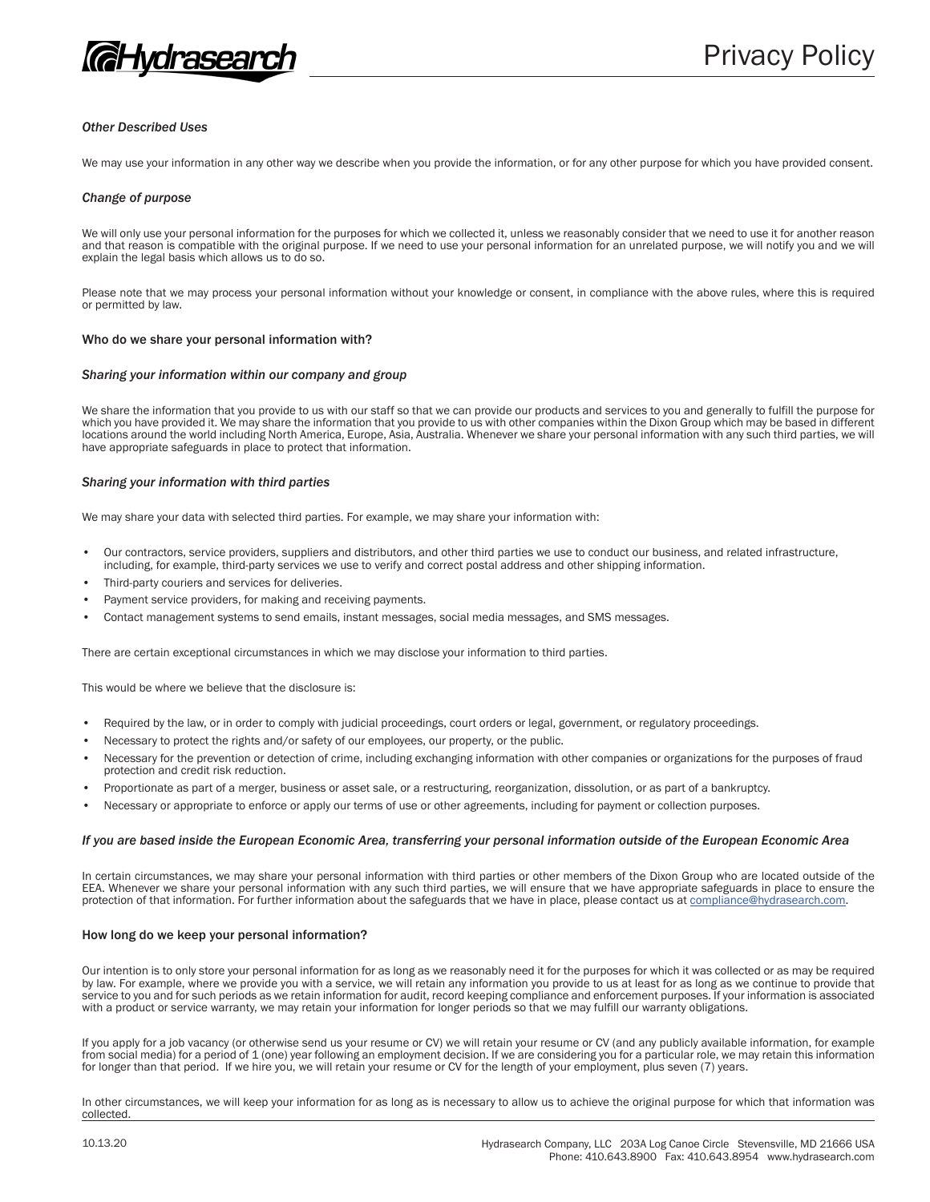*Other Described Uses*

We may use your information in any other way we describe when you provide the information, or for any other purpose for which you have provided consent.

*Change of purpose*

We will only use your personal information for the purposes for which we collected it, unless we reasonably consider that we need to use it for another reason and that reason is compatible with the original purpose. If we need to use your personal information for an unrelated purpose, we will notify you and we will explain the legal basis which allows us to do so.

Please note that we may process your personal information without your knowledge or consent, in compliance with the above rules, where this is required or permitted by law.

### Who do we share your personal information with?

*Sharing your information within our company and group*

We share the information that you provide to us with our staff so that we can provide our products and services to you and generally to fulfill the purpose for which you have provided it. We may share the information that you provide to us with other companies within the Dixon Group which may be based in different locations around the world including North America, Europe, Asia, Australia. Whenever we share your personal information with any such third parties, we will have appropriate safeguards in place to protect that information.

*Sharing your information with third parties*

We may share your data with selected third parties. For example, we may share your information with:

- Our contractors, service providers, suppliers and distributors, and other third parties we use to conduct our business, and related infrastructure, including, for example, third-party services we use to verify and correct postal address and other shipping information.
- Third-party couriers and services for deliveries.
- Payment service providers, for making and receiving payments.
- Contact management systems to send emails, instant messages, social media messages, and SMS messages.

There are certain exceptional circumstances in which we may disclose your information to third parties.

This would be where we believe that the disclosure is:

- Required by the law, or in order to comply with judicial proceedings, court orders or legal, government, or regulatory proceedings.
- Necessary to protect the rights and/or safety of our employees, our property, or the public.
- Necessary for the prevention or detection of crime, including exchanging information with other companies or organizations for the purposes of fraud protection and credit risk reduction.
- Proportionate as part of a merger, business or asset sale, or a restructuring, reorganization, dissolution, or as part of a bankruptcy.
- Necessary or appropriate to enforce or apply our terms of use or other agreements, including for payment or collection purposes.

*If you are based inside the European Economic Area, transferring your personal information outside of the European Economic Area*

In certain circumstances, we may share your personal information with third parties or other members of the Dixon Group who are located outside of the EEA. Whenever we share your personal information with any such third parties, we will ensure that we have appropriate safeguards in place to ensure the protection of that information. For further information about the safeguards that we have in place, please contact us at compliance@hydrasearch.com.

### How long do we keep your personal information?

Our intention is to only store your personal information for as long as we reasonably need it for the purposes for which it was collected or as may be required by law. For example, where we provide you with a service, we will retain any information you provide to us at least for as long as we continue to provide that service to you and for such periods as we retain information for audit, record keeping compliance and enforcement purposes. If your information is associated with a product or service warranty, we may retain your information for longer periods so that we may fulfill our warranty obligations.

If you apply for a job vacancy (or otherwise send us your resume or CV) we will retain your resume or CV (and any publicly available information, for example from social media) for a period of 1 (one) year following an employment decision. If we are considering you for a particular role, we may retain this information for longer than that period. If we hire you, we will retain your resume or CV for the length of your employment, plus seven (7) years.

In other circumstances, we will keep your information for as long as is necessary to allow us to achieve the original purpose for which that information was collected.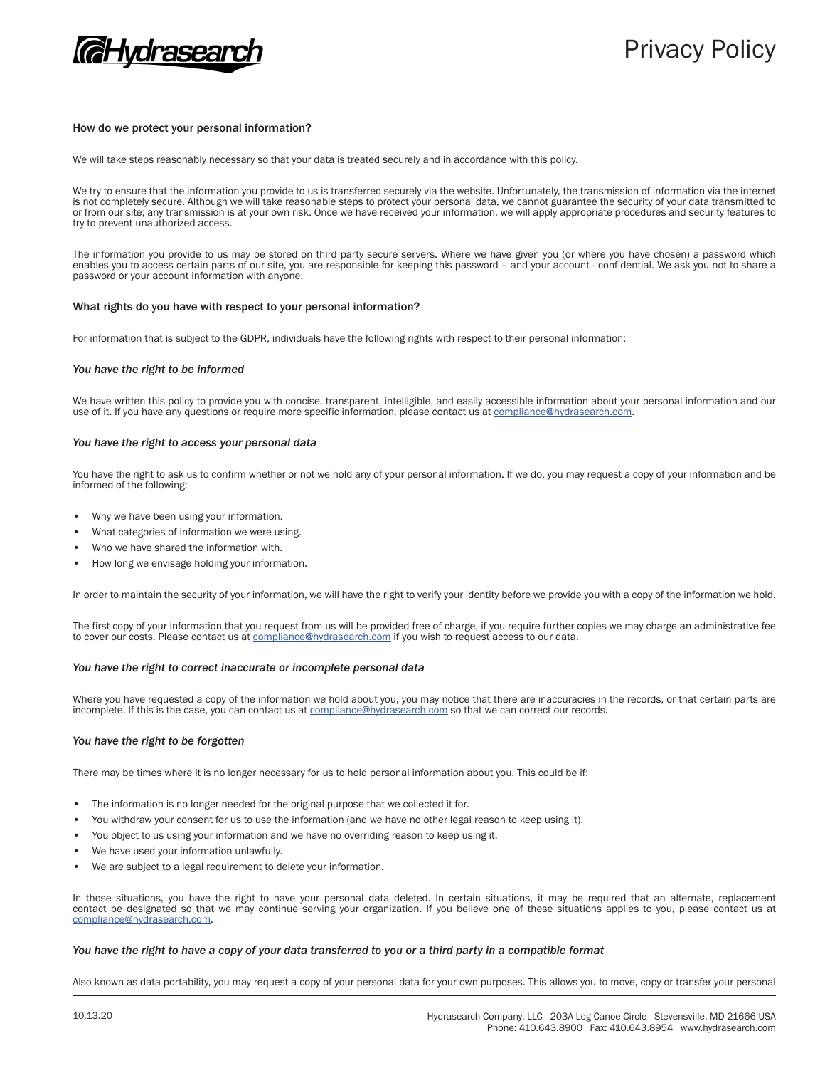### How do we protect your personal information?

We will take steps reasonably necessary so that your data is treated securely and in accordance with this policy.

We try to ensure that the information you provide to us is transferred securely via the website. Unfortunately, the transmission of information via the internet is not completely secure. Although we will take reasonable steps to protect your personal data, we cannot guarantee the security of your data transmitted to or from our site; any transmission is at your own risk. Once we have received your information, we will apply appropriate procedures and security features to try to prevent unauthorized access.

The information you provide to us may be stored on third party secure servers. Where we have given you (or where you have chosen) a password which enables you to access certain parts of our site, you are responsible for keeping this password – and your account - confidential. We ask you not to share a password or your account information with anyone.

### What rights do you have with respect to your personal information?

For information that is subject to the GDPR, individuals have the following rights with respect to their personal information:

#### *You have the right to be informed*

We have written this policy to provide you with concise, transparent, intelligible, and easily accessible information about your personal information and our use of it. If you have any questions or require more specific information, please contact us at compliance@hydrasearch.com.

#### *You have the right to access your personal data*

You have the right to ask us to confirm whether or not we hold any of your personal information. If we do, you may request a copy of your information and be informed of the following:

- Why we have been using your information.
- What categories of information we were using.
- Who we have shared the information with.
- How long we envisage holding your information.

In order to maintain the security of your information, we will have the right to verify your identity before we provide you with a copy of the information we hold.

The first copy of your information that you request from us will be provided free of charge, if you require further copies we may charge an administrative fee to cover our costs. Please contact us at compliance@hydrasearch.com if you wish to request access to our data.

#### *You have the right to correct inaccurate or incomplete personal data*

Where you have requested a copy of the information we hold about you, you may notice that there are inaccuracies in the records, or that certain parts are incomplete. If this is the case, you can contact us at compliance@hydrasearch.com so that we can correct our records.

#### *You have the right to be forgotten*

There may be times where it is no longer necessary for us to hold personal information about you. This could be if:

- The information is no longer needed for the original purpose that we collected it for.
- You withdraw your consent for us to use the information (and we have no other legal reason to keep using it).
- You object to us using your information and we have no overriding reason to keep using it.
- We have used your information unlawfully.
- We are subject to a legal requirement to delete your information.

In those situations, you have the right to have your personal data deleted. In certain situations, it may be required that an alternate, replacement contact be designated so that we may continue serving your organization. If you believe one of these situations applies to you, please contact us at compliance@hydrasearch.com.

#### *You have the right to have a copy of your data transferred to you or a third party in a compatible format*

Also known as data portability, you may request a copy of your personal data for your own purposes. This allows you to move, copy or transfer your personal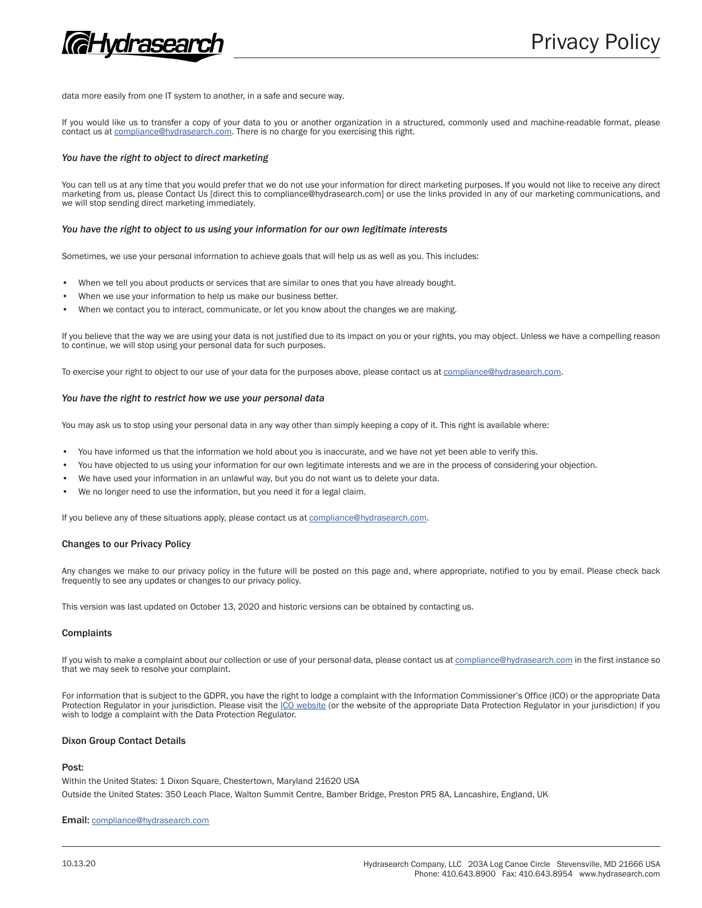data more easily from one IT system to another, in a safe and secure way.

If you would like us to transfer a copy of your data to you or another organization in a structured, commonly used and machine-readable format, please contact us at compliance@hydrasearch.com. There is no charge for you exercising this right.

### *You have the right to object to direct marketing*

You can tell us at any time that you would prefer that we do not use your information for direct marketing purposes. If you would not like to receive any direct marketing from us, please Contact Us [direct this to compliance@hydrasearch.com] or use the links provided in any of our marketing communications, and we will stop sending direct marketing immediately.

### *You have the right to object to us using your information for our own legitimate interests*

Sometimes, we use your personal information to achieve goals that will help us as well as you. This includes:

- When we tell you about products or services that are similar to ones that you have already bought.
- When we use your information to help us make our business better.
- When we contact you to interact, communicate, or let you know about the changes we are making.

If you believe that the way we are using your data is not justified due to its impact on you or your rights, you may object. Unless we have a compelling reason to continue, we will stop using your personal data for such purposes.

To exercise your right to object to our use of your data for the purposes above, please contact us at compliance@hydrasearch.com.

### *You have the right to restrict how we use your personal data*

You may ask us to stop using your personal data in any way other than simply keeping a copy of it. This right is available where:

- You have informed us that the information we hold about you is inaccurate, and we have not yet been able to verify this.
- You have objected to us using your information for our own legitimate interests and we are in the process of considering your objection.
- We have used your information in an unlawful way, but you do not want us to delete your data.
- We no longer need to use the information, but you need it for a legal claim.

If you believe any of these situations apply, please contact us at compliance@hydrasearch.com.

## Changes to our Privacy Policy

Any changes we make to our privacy policy in the future will be posted on this page and, where appropriate, notified to you by email. Please check back frequently to see any updates or changes to our privacy policy.

This version was last updated on October 13, 2020 and historic versions can be obtained by contacting us.

## Complaints

If you wish to make a complaint about our collection or use of your personal data, please contact us at compliance@hydrasearch.com in the first instance so that we may seek to resolve your complaint.

For information that is subject to the GDPR, you have the right to lodge a complaint with the Information Commissioner's Office (ICO) or the appropriate Data Protection Regulator in your jurisdiction. Please visit the ICO website (or the website of the appropriate Data Protection Regulator in your jurisdiction) if you wish to lodge a complaint with the Data Protection Regulator.

## Dixon Group Contact Details

**Post:**

Within the United States: 1 Dixon Square, Chestertown, Maryland 21620 USA

Outside the United States: 350 Leach Place, Walton Summit Centre, Bamber Bridge, Preston PR5 8A, Lancashire, England, UK

**Email:** compliance@hydrasearch.com